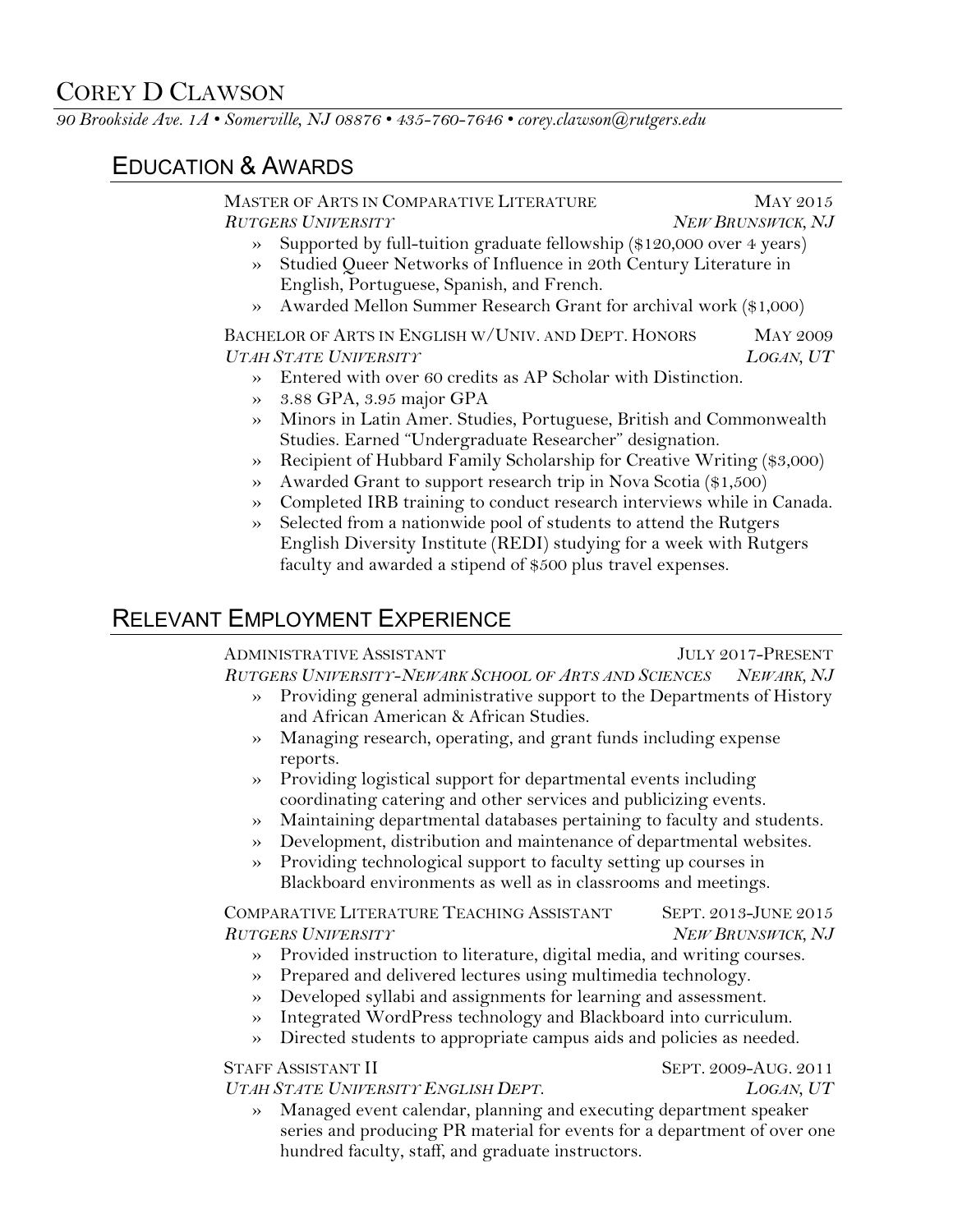# Corey D Clawson

*90 Brookside Ave. 1A • Somerville, NJ 08876 • 435-760-7646 • corey.clawson@rutgers.edu*

## Education & Awards

**Master of Arts in Comparative Literature** — May 2015
*Rutgers University* — *New Brunswick, NJ*

- Supported by full-tuition graduate fellowship ($120,000 over 4 years)
- Studied Queer Networks of Influence in 20th Century Literature in English, Portuguese, Spanish, and French.
- Awarded Mellon Summer Research Grant for archival work ($1,000)

**Bachelor of Arts in English w/Univ. and Dept. Honors** — May 2009
*Utah State University* — *Logan, UT*

- Entered with over 60 credits as AP Scholar with Distinction.
- 3.88 GPA, 3.95 major GPA
- Minors in Latin Amer. Studies, Portuguese, British and Commonwealth Studies. Earned "Undergraduate Researcher" designation.
- Recipient of Hubbard Family Scholarship for Creative Writing ($3,000)
- Awarded Grant to support research trip in Nova Scotia ($1,500)
- Completed IRB training to conduct research interviews while in Canada.
- Selected from a nationwide pool of students to attend the Rutgers English Diversity Institute (REDI) studying for a week with Rutgers faculty and awarded a stipend of $500 plus travel expenses.

## Relevant Employment Experience

**Administrative Assistant** — July 2017-Present
*Rutgers University-Newark School of Arts and Sciences* — *Newark, NJ*

- Providing general administrative support to the Departments of History and African American & African Studies.
- Managing research, operating, and grant funds including expense reports.
- Providing logistical support for departmental events including coordinating catering and other services and publicizing events.
- Maintaining departmental databases pertaining to faculty and students.
- Development, distribution and maintenance of departmental websites.
- Providing technological support to faculty setting up courses in Blackboard environments as well as in classrooms and meetings.

**Comparative Literature Teaching Assistant** — Sept. 2013-June 2015
*Rutgers University* — *New Brunswick, NJ*

- Provided instruction to literature, digital media, and writing courses.
- Prepared and delivered lectures using multimedia technology.
- Developed syllabi and assignments for learning and assessment.
- Integrated WordPress technology and Blackboard into curriculum.
- Directed students to appropriate campus aids and policies as needed.

**Staff Assistant II** — Sept. 2009-Aug. 2011
*Utah State University English Dept.* — *Logan, UT*

- Managed event calendar, planning and executing department speaker series and producing PR material for events for a department of over one hundred faculty, staff, and graduate instructors.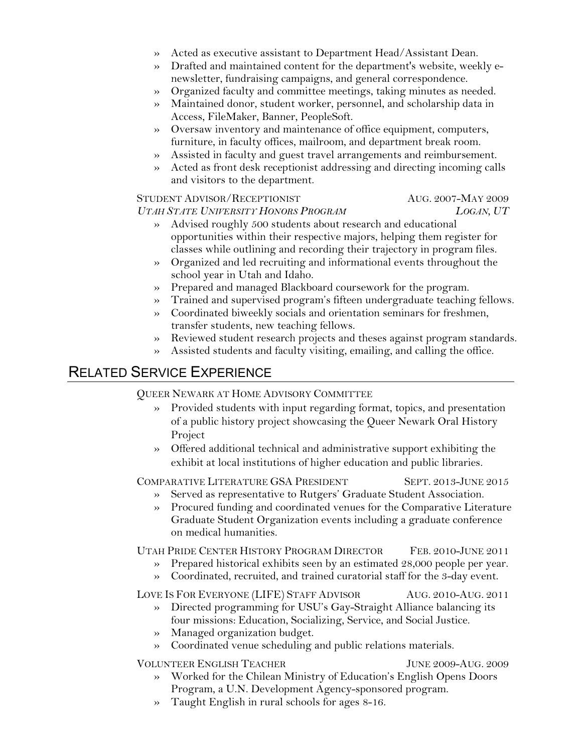- Acted as executive assistant to Department Head/Assistant Dean.
- Drafted and maintained content for the department's website, weekly e-newsletter, fundraising campaigns, and general correspondence.
- Organized faculty and committee meetings, taking minutes as needed.
- Maintained donor, student worker, personnel, and scholarship data in Access, FileMaker, Banner, PeopleSoft.
- Oversaw inventory and maintenance of office equipment, computers, furniture, in faculty offices, mailroom, and department break room.
- Assisted in faculty and guest travel arrangements and reimbursement.
- Acted as front desk receptionist addressing and directing incoming calls and visitors to the department.

STUDENT ADVISOR/RECEPTIONIST — AUG. 2007-MAY 2009
*UTAH STATE UNIVERSITY HONORS PROGRAM* — *LOGAN, UT*

- Advised roughly 500 students about research and educational opportunities within their respective majors, helping them register for classes while outlining and recording their trajectory in program files.
- Organized and led recruiting and informational events throughout the school year in Utah and Idaho.
- Prepared and managed Blackboard coursework for the program.
- Trained and supervised program's fifteen undergraduate teaching fellows.
- Coordinated biweekly socials and orientation seminars for freshmen, transfer students, new teaching fellows.
- Reviewed student research projects and theses against program standards.
- Assisted students and faculty visiting, emailing, and calling the office.

## RELATED SERVICE EXPERIENCE

QUEER NEWARK AT HOME ADVISORY COMMITTEE

- Provided students with input regarding format, topics, and presentation of a public history project showcasing the Queer Newark Oral History Project
- Offered additional technical and administrative support exhibiting the exhibit at local institutions of higher education and public libraries.

COMPARATIVE LITERATURE GSA PRESIDENT — SEPT. 2013-JUNE 2015

- Served as representative to Rutgers' Graduate Student Association.
- Procured funding and coordinated venues for the Comparative Literature Graduate Student Organization events including a graduate conference on medical humanities.

UTAH PRIDE CENTER HISTORY PROGRAM DIRECTOR — FEB. 2010-JUNE 2011

- Prepared historical exhibits seen by an estimated 28,000 people per year.
- Coordinated, recruited, and trained curatorial staff for the 3-day event.

LOVE IS FOR EVERYONE (LIFE) STAFF ADVISOR — AUG. 2010-AUG. 2011

- Directed programming for USU's Gay-Straight Alliance balancing its four missions: Education, Socializing, Service, and Social Justice.
- Managed organization budget.
- Coordinated venue scheduling and public relations materials.

VOLUNTEER ENGLISH TEACHER — JUNE 2009-AUG. 2009

- Worked for the Chilean Ministry of Education's English Opens Doors Program, a U.N. Development Agency-sponsored program.
- Taught English in rural schools for ages 8-16.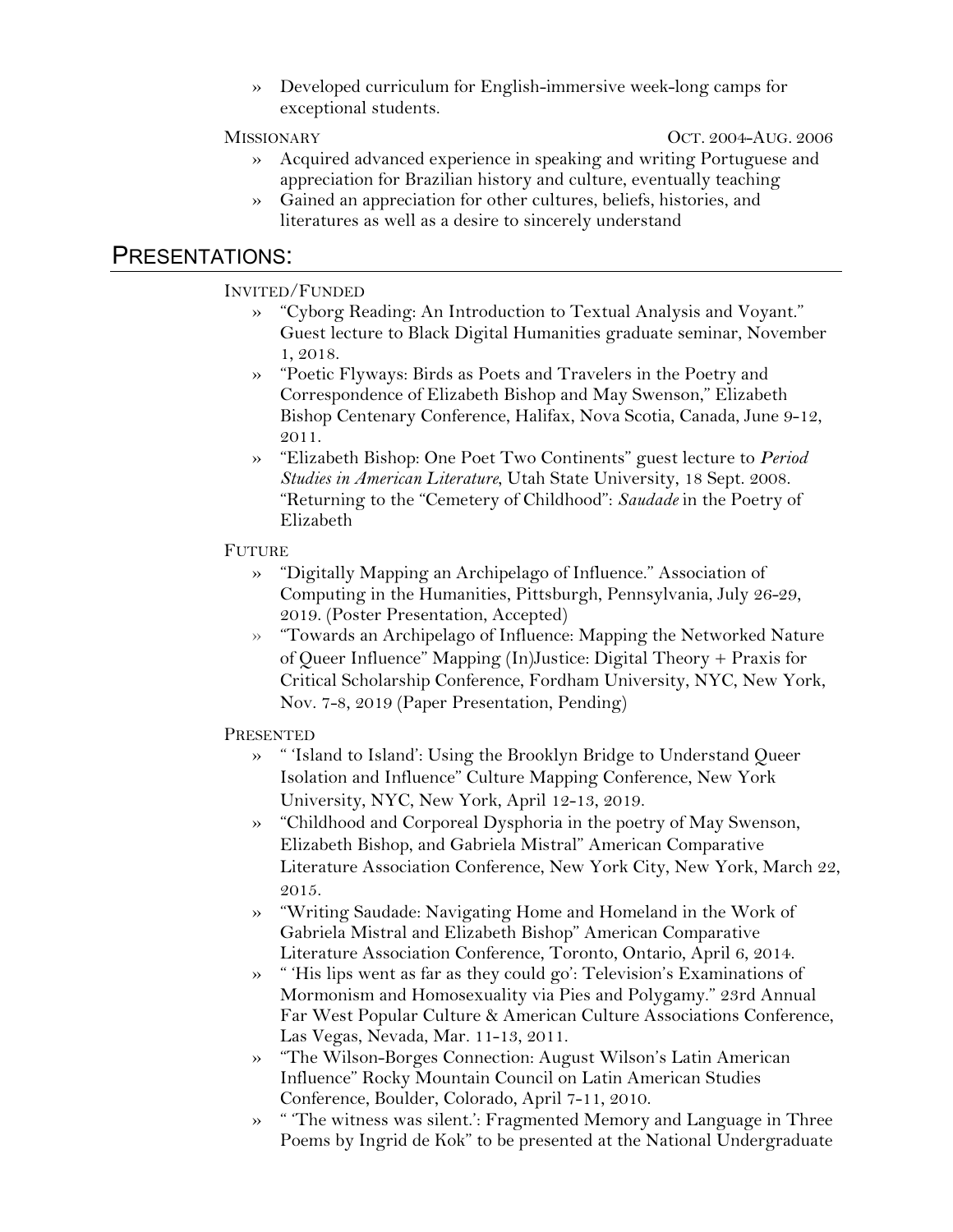» Developed curriculum for English-immersive week-long camps for exceptional students.

MISSIONARY — OCT. 2004-AUG. 2006

» Acquired advanced experience in speaking and writing Portuguese and appreciation for Brazilian history and culture, eventually teaching
» Gained an appreciation for other cultures, beliefs, histories, and literatures as well as a desire to sincerely understand

## PRESENTATIONS:

INVITED/FUNDED

» "Cyborg Reading: An Introduction to Textual Analysis and Voyant." Guest lecture to Black Digital Humanities graduate seminar, November 1, 2018.
» "Poetic Flyways: Birds as Poets and Travelers in the Poetry and Correspondence of Elizabeth Bishop and May Swenson," Elizabeth Bishop Centenary Conference, Halifax, Nova Scotia, Canada, June 9-12, 2011.
» "Elizabeth Bishop: One Poet Two Continents" guest lecture to *Period Studies in American Literature*, Utah State University, 18 Sept. 2008. "Returning to the "Cemetery of Childhood": *Saudade* in the Poetry of Elizabeth

FUTURE

» "Digitally Mapping an Archipelago of Influence." Association of Computing in the Humanities, Pittsburgh, Pennsylvania, July 26-29, 2019. (Poster Presentation, Accepted)
» "Towards an Archipelago of Influence: Mapping the Networked Nature of Queer Influence" Mapping (In)Justice: Digital Theory + Praxis for Critical Scholarship Conference, Fordham University, NYC, New York, Nov. 7-8, 2019 (Paper Presentation, Pending)

PRESENTED

» " 'Island to Island': Using the Brooklyn Bridge to Understand Queer Isolation and Influence" Culture Mapping Conference, New York University, NYC, New York, April 12-13, 2019.
» "Childhood and Corporeal Dysphoria in the poetry of May Swenson, Elizabeth Bishop, and Gabriela Mistral" American Comparative Literature Association Conference, New York City, New York, March 22, 2015.
» "Writing Saudade: Navigating Home and Homeland in the Work of Gabriela Mistral and Elizabeth Bishop" American Comparative Literature Association Conference, Toronto, Ontario, April 6, 2014.
» " 'His lips went as far as they could go': Television's Examinations of Mormonism and Homosexuality via Pies and Polygamy." 23rd Annual Far West Popular Culture & American Culture Associations Conference, Las Vegas, Nevada, Mar. 11-13, 2011.
» "The Wilson-Borges Connection: August Wilson's Latin American Influence" Rocky Mountain Council on Latin American Studies Conference, Boulder, Colorado, April 7-11, 2010.
» " 'The witness was silent.': Fragmented Memory and Language in Three Poems by Ingrid de Kok" to be presented at the National Undergraduate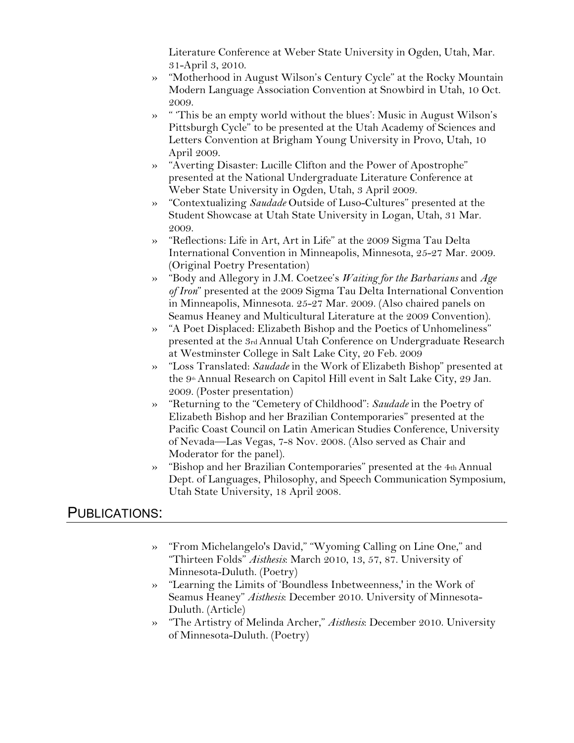Literature Conference at Weber State University in Ogden, Utah, Mar. 31-April 3, 2010.

- "Motherhood in August Wilson's Century Cycle" at the Rocky Mountain Modern Language Association Convention at Snowbird in Utah, 10 Oct. 2009.
- " 'This be an empty world without the blues': Music in August Wilson's Pittsburgh Cycle" to be presented at the Utah Academy of Sciences and Letters Convention at Brigham Young University in Provo, Utah, 10 April 2009.
- "Averting Disaster: Lucille Clifton and the Power of Apostrophe" presented at the National Undergraduate Literature Conference at Weber State University in Ogden, Utah, 3 April 2009.
- "Contextualizing *Saudade* Outside of Luso-Cultures" presented at the Student Showcase at Utah State University in Logan, Utah, 31 Mar. 2009.
- "Reflections: Life in Art, Art in Life" at the 2009 Sigma Tau Delta International Convention in Minneapolis, Minnesota, 25-27 Mar. 2009. (Original Poetry Presentation)
- "Body and Allegory in J.M. Coetzee's *Waiting for the Barbarians* and *Age of Iron*" presented at the 2009 Sigma Tau Delta International Convention in Minneapolis, Minnesota. 25-27 Mar. 2009. (Also chaired panels on Seamus Heaney and Multicultural Literature at the 2009 Convention).
- "A Poet Displaced: Elizabeth Bishop and the Poetics of Unhomeliness" presented at the 3rd Annual Utah Conference on Undergraduate Research at Westminster College in Salt Lake City, 20 Feb. 2009
- "Loss Translated: *Saudade* in the Work of Elizabeth Bishop" presented at the 9th Annual Research on Capitol Hill event in Salt Lake City, 29 Jan. 2009. (Poster presentation)
- "Returning to the "Cemetery of Childhood": *Saudade* in the Poetry of Elizabeth Bishop and her Brazilian Contemporaries" presented at the Pacific Coast Council on Latin American Studies Conference, University of Nevada—Las Vegas, 7-8 Nov. 2008. (Also served as Chair and Moderator for the panel).
- "Bishop and her Brazilian Contemporaries" presented at the 4th Annual Dept. of Languages, Philosophy, and Speech Communication Symposium, Utah State University, 18 April 2008.

## PUBLICATIONS:

- "From Michelangelo's David," "Wyoming Calling on Line One," and "Thirteen Folds" *Aisthesis*: March 2010, 13, 57, 87. University of Minnesota-Duluth. (Poetry)
- "Learning the Limits of 'Boundless Inbetweenness,' in the Work of Seamus Heaney" *Aisthesis*: December 2010. University of Minnesota-Duluth. (Article)
- "The Artistry of Melinda Archer," *Aisthesis*: December 2010. University of Minnesota-Duluth. (Poetry)